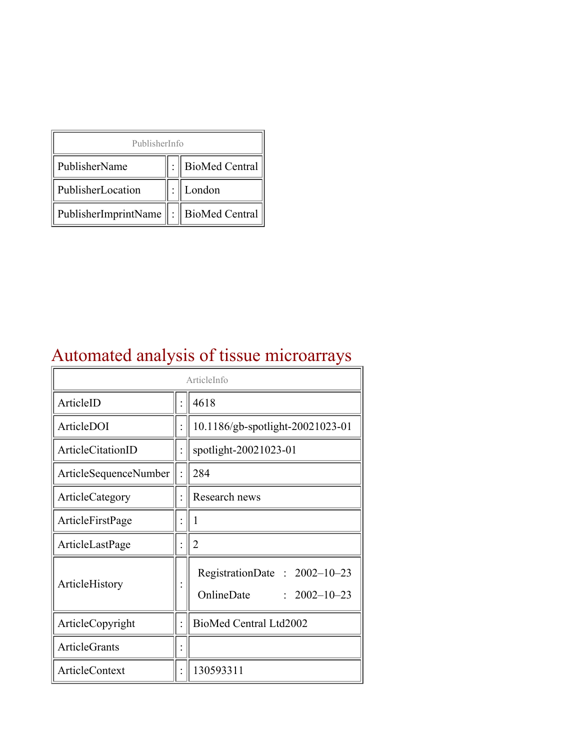| PublisherInfo | | |
|---|---|---|
| PublisherName | : | BioMed Central |
| PublisherLocation | : | London |
| PublisherImprintName | : | BioMed Central |

# Automated analysis of tissue microarrays

| ArticleInfo | | |
|---|---|---|
| ArticleID | : | 4618 |
| ArticleDOI | : | 10.1186/gb-spotlight-20021023-01 |
| ArticleCitationID | : | spotlight-20021023-01 |
| ArticleSequenceNumber | : | 284 |
| ArticleCategory | : | Research news |
| ArticleFirstPage | : | 1 |
| ArticleLastPage | : | 2 |
| ArticleHistory | : | RegistrationDate : 2002–10–23<br>OnlineDate : 2002–10–23 |
| ArticleCopyright | : | BioMed Central Ltd2002 |
| ArticleGrants | : | |
| ArticleContext | : | 130593311 |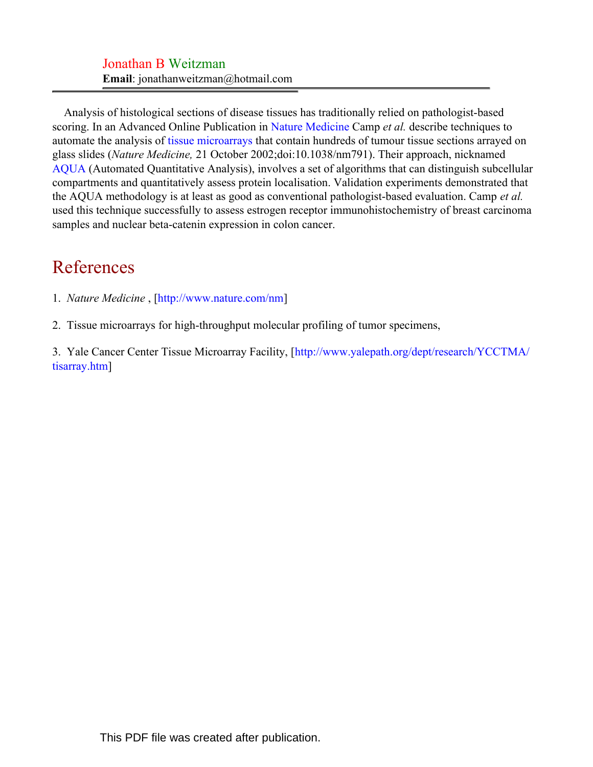Jonathan B Weitzman
**Email**: jonathanweitzman@hotmail.com

Analysis of histological sections of disease tissues has traditionally relied on pathologist-based scoring. In an Advanced Online Publication in Nature Medicine Camp *et al.* describe techniques to automate the analysis of tissue microarrays that contain hundreds of tumour tissue sections arrayed on glass slides (*Nature Medicine,* 21 October 2002;doi:10.1038/nm791). Their approach, nicknamed AQUA (Automated Quantitative Analysis), involves a set of algorithms that can distinguish subcellular compartments and quantitatively assess protein localisation. Validation experiments demonstrated that the AQUA methodology is at least as good as conventional pathologist-based evaluation. Camp *et al.* used this technique successfully to assess estrogen receptor immunohistochemistry of breast carcinoma samples and nuclear beta-catenin expression in colon cancer.

# References

1. *Nature Medicine* , [http://www.nature.com/nm]

2. Tissue microarrays for high-throughput molecular profiling of tumor specimens,

3. Yale Cancer Center Tissue Microarray Facility, [http://www.yalepath.org/dept/research/YCCTMA/tisarray.htm]

This PDF file was created after publication.